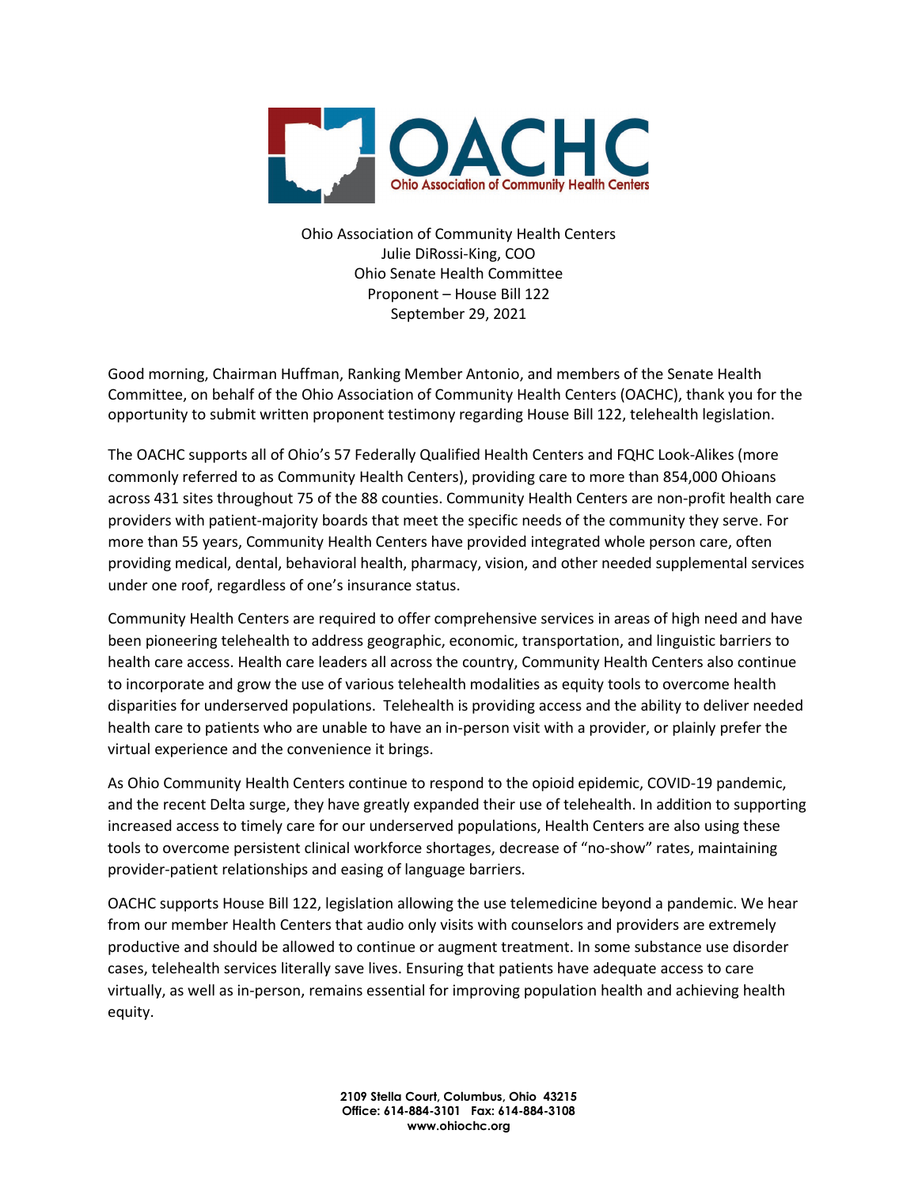# OACHC

Ohio Association of Community Health Centers

Ohio Association of Community Health Centers
Julie DiRossi-King, COO
Ohio Senate Health Committee
Proponent – House Bill 122
September 29, 2021

Good morning, Chairman Huffman, Ranking Member Antonio, and members of the Senate Health Committee, on behalf of the Ohio Association of Community Health Centers (OACHC), thank you for the opportunity to submit written proponent testimony regarding House Bill 122, telehealth legislation.

The OACHC supports all of Ohio's 57 Federally Qualified Health Centers and FQHC Look-Alikes (more commonly referred to as Community Health Centers), providing care to more than 854,000 Ohioans across 431 sites throughout 75 of the 88 counties. Community Health Centers are non-profit health care providers with patient-majority boards that meet the specific needs of the community they serve. For more than 55 years, Community Health Centers have provided integrated whole person care, often providing medical, dental, behavioral health, pharmacy, vision, and other needed supplemental services under one roof, regardless of one's insurance status.

Community Health Centers are required to offer comprehensive services in areas of high need and have been pioneering telehealth to address geographic, economic, transportation, and linguistic barriers to health care access. Health care leaders all across the country, Community Health Centers also continue to incorporate and grow the use of various telehealth modalities as equity tools to overcome health disparities for underserved populations. Telehealth is providing access and the ability to deliver needed health care to patients who are unable to have an in-person visit with a provider, or plainly prefer the virtual experience and the convenience it brings.

As Ohio Community Health Centers continue to respond to the opioid epidemic, COVID-19 pandemic, and the recent Delta surge, they have greatly expanded their use of telehealth. In addition to supporting increased access to timely care for our underserved populations, Health Centers are also using these tools to overcome persistent clinical workforce shortages, decrease of "no-show" rates, maintaining provider-patient relationships and easing of language barriers.

OACHC supports House Bill 122, legislation allowing the use telemedicine beyond a pandemic. We hear from our member Health Centers that audio only visits with counselors and providers are extremely productive and should be allowed to continue or augment treatment. In some substance use disorder cases, telehealth services literally save lives. Ensuring that patients have adequate access to care virtually, as well as in-person, remains essential for improving population health and achieving health equity.

**2109 Stella Court, Columbus, Ohio 43215**
**Office: 614-884-3101 Fax: 614-884-3108**
**www.ohiochc.org**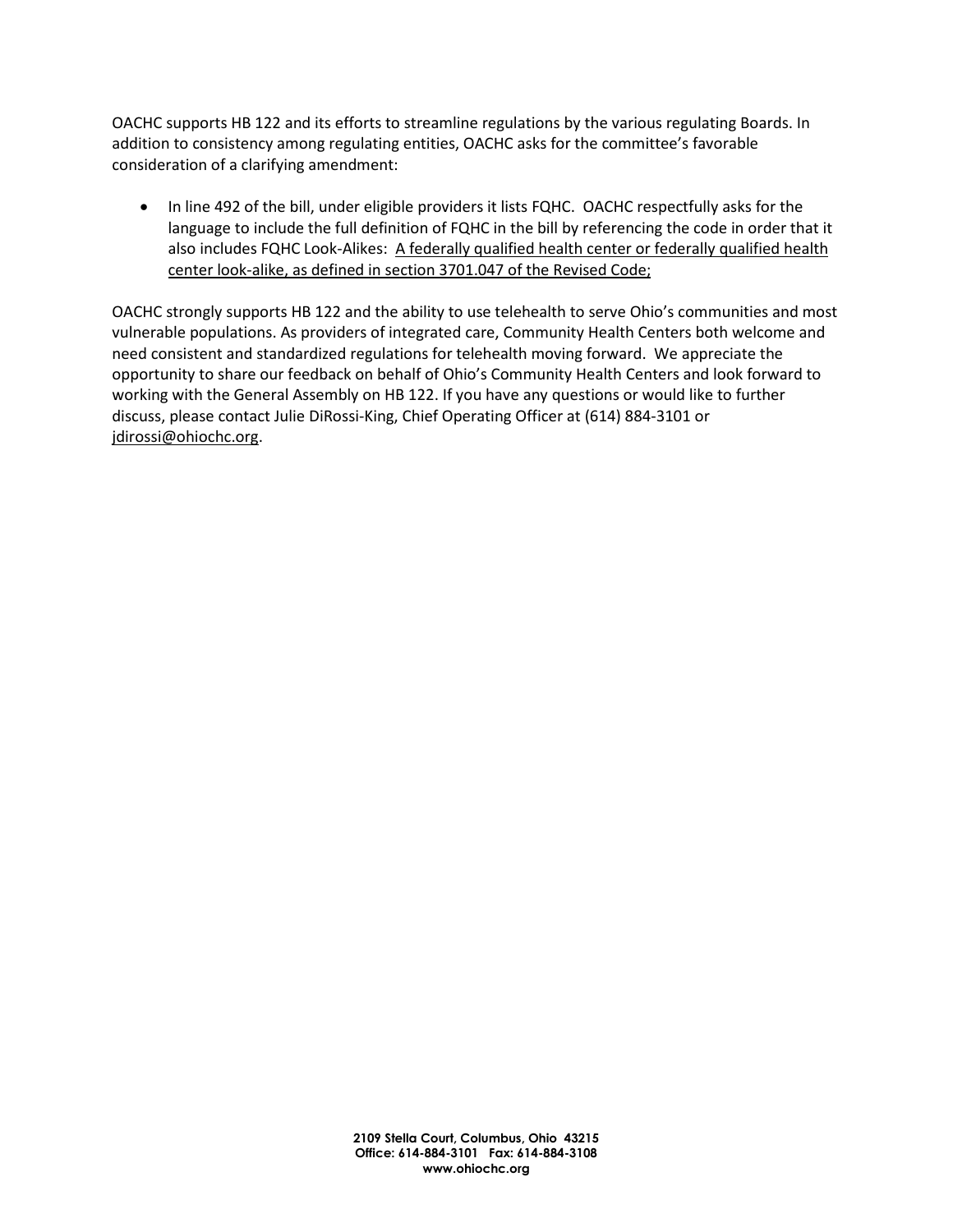OACHC supports HB 122 and its efforts to streamline regulations by the various regulating Boards. In addition to consistency among regulating entities, OACHC asks for the committee's favorable consideration of a clarifying amendment:

- In line 492 of the bill, under eligible providers it lists FQHC. OACHC respectfully asks for the language to include the full definition of FQHC in the bill by referencing the code in order that it also includes FQHC Look-Alikes: <u>A federally qualified health center or federally qualified health center look-alike, as defined in section 3701.047 of the Revised Code;</u>

OACHC strongly supports HB 122 and the ability to use telehealth to serve Ohio's communities and most vulnerable populations. As providers of integrated care, Community Health Centers both welcome and need consistent and standardized regulations for telehealth moving forward. We appreciate the opportunity to share our feedback on behalf of Ohio's Community Health Centers and look forward to working with the General Assembly on HB 122. If you have any questions or would like to further discuss, please contact Julie DiRossi-King, Chief Operating Officer at (614) 884-3101 or jdirossi@ohiochc.org.

**2109 Stella Court, Columbus, Ohio 43215**
**Office: 614-884-3101 Fax: 614-884-3108**
**www.ohiochc.org**